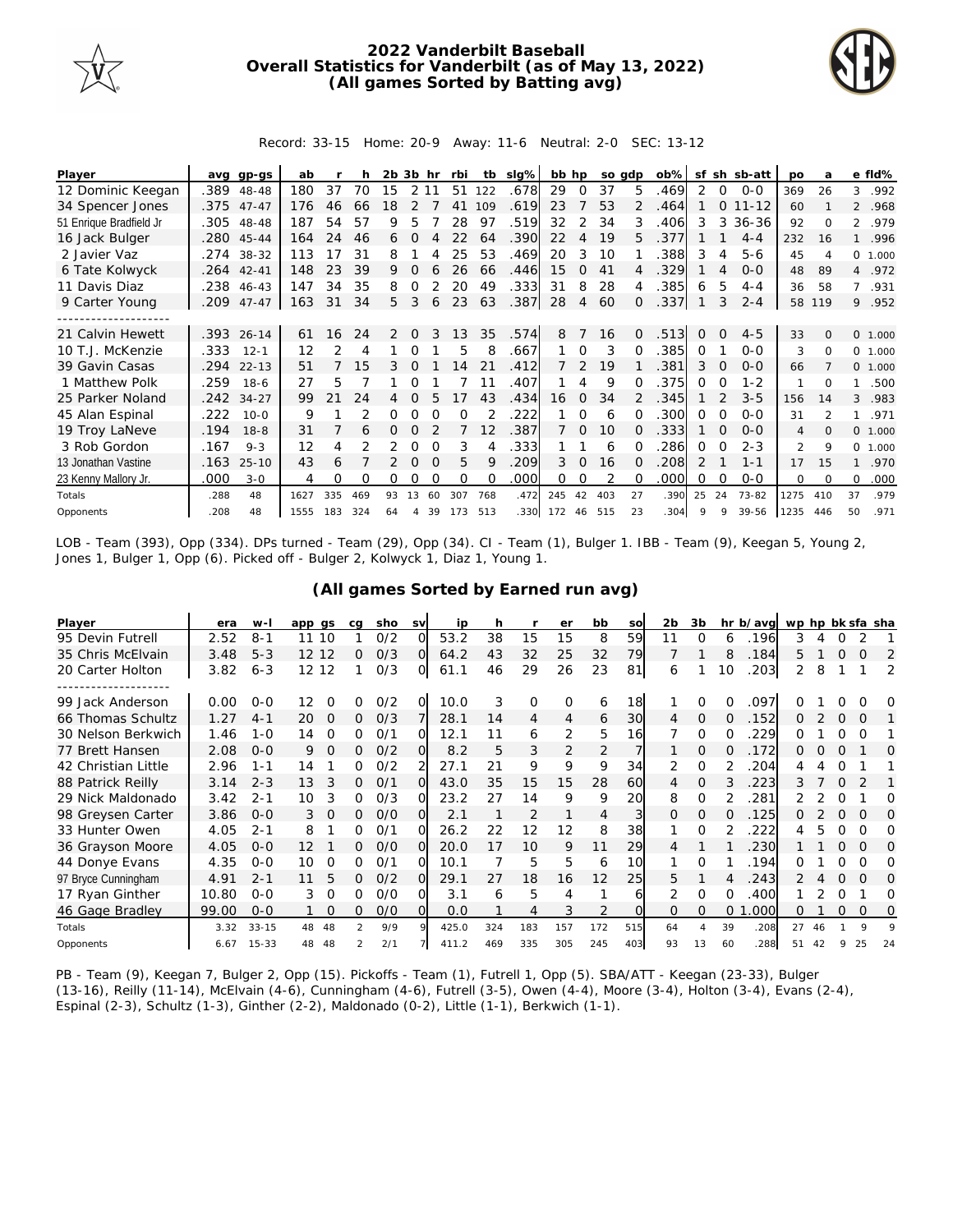# 2022 Vanderbilt Baseball
## Overall Statistics for Vanderbilt (as of May 13, 2022)
## (All games Sorted by Batting avg)

Record: 33-15 Home: 20-9 Away: 11-6 Neutral: 2-0 SEC: 13-12

| Player | avg | gp-gs | ab | r | h | 2b | 3b | hr | rbi | tb | slg% | bb | hp | so | gdp | ob% | sf | sh | sb-att | po | a | e | fld% |
|---|---|---|---|---|---|---|---|---|---|---|---|---|---|---|---|---|---|---|---|---|---|---|---|
| 12 Dominic Keegan | .389 | 48-48 | 180 | 37 | 70 | 15 | 2 | 11 | 51 | 122 | .678 | 29 | 0 | 37 | 5 | .469 | 2 | 0 | 0-0 | 369 | 26 | 3 | .992 |
| 34 Spencer Jones | .375 | 47-47 | 176 | 46 | 66 | 18 | 2 | 7 | 41 | 109 | .619 | 23 | 7 | 53 | 2 | .464 | 1 | 0 | 11-12 | 60 | 1 | 2 | .968 |
| 51 Enrique Bradfield Jr | .305 | 48-48 | 187 | 54 | 57 | 9 | 5 | 7 | 28 | 97 | .519 | 32 | 2 | 34 | 3 | .406 | 3 | 3 | 36-36 | 92 | 0 | 2 | .979 |
| 16 Jack Bulger | .280 | 45-44 | 164 | 24 | 46 | 6 | 0 | 4 | 22 | 64 | .390 | 22 | 4 | 19 | 5 | .377 | 1 | 1 | 4-4 | 232 | 16 | 1 | .996 |
| 2 Javier Vaz | .274 | 38-32 | 113 | 17 | 31 | 8 | 1 | 4 | 25 | 53 | .469 | 20 | 3 | 10 | 1 | .388 | 3 | 4 | 5-6 | 45 | 4 | 0 | 1.000 |
| 6 Tate Kolwyck | .264 | 42-41 | 148 | 23 | 39 | 9 | 0 | 6 | 26 | 66 | .446 | 15 | 0 | 41 | 4 | .329 | 1 | 4 | 0-0 | 48 | 89 | 4 | .972 |
| 11 Davis Diaz | .238 | 46-43 | 147 | 34 | 35 | 8 | 0 | 2 | 20 | 49 | .333 | 31 | 8 | 28 | 4 | .385 | 6 | 5 | 4-4 | 36 | 58 | 7 | .931 |
| 9 Carter Young | .209 | 47-47 | 163 | 31 | 34 | 5 | 3 | 6 | 23 | 63 | .387 | 28 | 4 | 60 | 0 | .337 | 1 | 3 | 2-4 | 58 | 119 | 9 | .952 |
| 21 Calvin Hewett | .393 | 26-14 | 61 | 16 | 24 | 2 | 0 | 3 | 13 | 35 | .574 | 8 | 7 | 16 | 0 | .513 | 0 | 0 | 4-5 | 33 | 0 | 0 | 1.000 |
| 10 T.J. McKenzie | .333 | 12-1 | 12 | 2 | 4 | 1 | 0 | 1 | 5 | 8 | .667 | 1 | 0 | 3 | 0 | .385 | 0 | 1 | 0-0 | 3 | 0 | 0 | 1.000 |
| 39 Gavin Casas | .294 | 22-13 | 51 | 7 | 15 | 3 | 0 | 1 | 14 | 21 | .412 | 7 | 2 | 19 | 1 | .381 | 3 | 0 | 0-0 | 66 | 7 | 0 | 1.000 |
| 1 Matthew Polk | .259 | 18-6 | 27 | 5 | 7 | 1 | 0 | 1 | 7 | 11 | .407 | 1 | 4 | 9 | 0 | .375 | 0 | 0 | 1-2 | 1 | 0 | 1 | .500 |
| 25 Parker Noland | .242 | 34-27 | 99 | 21 | 24 | 4 | 0 | 5 | 17 | 43 | .434 | 16 | 0 | 34 | 2 | .345 | 1 | 2 | 3-5 | 156 | 14 | 3 | .983 |
| 45 Alan Espinal | .222 | 10-0 | 9 | 1 | 2 | 0 | 0 | 0 | 0 | 2 | .222 | 1 | 0 | 6 | 0 | .300 | 0 | 0 | 0-0 | 31 | 2 | 1 | .971 |
| 19 Troy LaNeve | .194 | 18-8 | 31 | 7 | 6 | 0 | 0 | 2 | 7 | 12 | .387 | 7 | 0 | 10 | 0 | .333 | 1 | 0 | 0-0 | 4 | 0 | 0 | 1.000 |
| 3 Rob Gordon | .167 | 9-3 | 12 | 4 | 2 | 2 | 0 | 0 | 3 | 4 | .333 | 1 | 1 | 6 | 0 | .286 | 0 | 0 | 2-3 | 2 | 9 | 0 | 1.000 |
| 13 Jonathan Vastine | .163 | 25-10 | 43 | 6 | 7 | 2 | 0 | 0 | 5 | 9 | .209 | 3 | 0 | 16 | 0 | .208 | 2 | 1 | 1-1 | 17 | 15 | 1 | .970 |
| 23 Kenny Mallory Jr. | .000 | 3-0 | 4 | 0 | 0 | 0 | 0 | 0 | 0 | 0 | .000 | 0 | 0 | 2 | 0 | .000 | 0 | 0 | 0-0 | 0 | 0 | 0 | .000 |
| Totals | .288 | 48 | 1627 | 335 | 469 | 93 | 13 | 60 | 307 | 768 | .472 | 245 | 42 | 403 | 27 | .390 | 25 | 24 | 73-82 | 1275 | 410 | 37 | .979 |
| Opponents | .208 | 48 | 1555 | 183 | 324 | 64 | 4 | 39 | 173 | 513 | .330 | 172 | 46 | 515 | 23 | .304 | 9 | 9 | 39-56 | 1235 | 446 | 50 | .971 |

LOB - Team (393), Opp (334). DPs turned - Team (29), Opp (34). CI - Team (1), Bulger 1. IBB - Team (9), Keegan 5, Young 2, Jones 1, Bulger 1, Opp (6). Picked off - Bulger 2, Kolwyck 1, Diaz 1, Young 1.

## (All games Sorted by Earned run avg)

| Player | era | w-l | app | gs | cg | sho | sv | ip | h | r | er | bb | so | 2b | 3b | hr | b/avg | wp | hp | bk | sfa | sha |
|---|---|---|---|---|---|---|---|---|---|---|---|---|---|---|---|---|---|---|---|---|---|---|
| 95 Devin Futrell | 2.52 | 8-1 | 11 | 10 | 1 | 0/2 | 0 | 53.2 | 38 | 15 | 15 | 8 | 59 | 11 | 0 | 6 | .196 | 3 | 4 | 0 | 2 | 1 |
| 35 Chris McElvain | 3.48 | 5-3 | 12 | 12 | 0 | 0/3 | 0 | 64.2 | 43 | 32 | 25 | 32 | 79 | 7 | 1 | 8 | .184 | 5 | 1 | 0 | 0 | 2 |
| 20 Carter Holton | 3.82 | 6-3 | 12 | 12 | 1 | 0/3 | 0 | 61.1 | 46 | 29 | 26 | 23 | 81 | 6 | 1 | 10 | .203 | 2 | 8 | 1 | 1 | 2 |
| 99 Jack Anderson | 0.00 | 0-0 | 12 | 0 | 0 | 0/2 | 0 | 10.0 | 3 | 0 | 0 | 6 | 18 | 1 | 0 | 0 | .097 | 0 | 1 | 0 | 0 | 0 |
| 66 Thomas Schultz | 1.27 | 4-1 | 20 | 0 | 0 | 0/3 | 7 | 28.1 | 14 | 4 | 4 | 6 | 30 | 4 | 0 | 0 | .152 | 0 | 2 | 0 | 0 | 1 |
| 30 Nelson Berkwich | 1.46 | 1-0 | 14 | 0 | 0 | 0/1 | 0 | 12.1 | 11 | 6 | 2 | 5 | 16 | 7 | 0 | 0 | .229 | 0 | 1 | 0 | 0 | 1 |
| 77 Brett Hansen | 2.08 | 0-0 | 9 | 0 | 0 | 0/2 | 0 | 8.2 | 5 | 3 | 2 | 2 | 7 | 1 | 0 | 0 | .172 | 0 | 0 | 0 | 1 | 0 |
| 42 Christian Little | 2.96 | 1-1 | 14 | 1 | 0 | 0/2 | 2 | 27.1 | 21 | 9 | 9 | 9 | 34 | 2 | 0 | 2 | .204 | 4 | 4 | 0 | 1 | 1 |
| 88 Patrick Reilly | 3.14 | 2-3 | 13 | 3 | 0 | 0/1 | 0 | 43.0 | 35 | 15 | 15 | 28 | 60 | 4 | 0 | 3 | .223 | 3 | 7 | 0 | 2 | 1 |
| 29 Nick Maldonado | 3.42 | 2-1 | 10 | 3 | 0 | 0/3 | 0 | 23.2 | 27 | 14 | 9 | 9 | 20 | 8 | 0 | 2 | .281 | 2 | 2 | 0 | 1 | 0 |
| 98 Greysen Carter | 3.86 | 0-0 | 3 | 0 | 0 | 0/0 | 0 | 2.1 | 1 | 2 | 1 | 4 | 3 | 0 | 0 | 0 | .125 | 0 | 2 | 0 | 0 | 0 |
| 33 Hunter Owen | 4.05 | 2-1 | 8 | 1 | 0 | 0/1 | 0 | 26.2 | 22 | 12 | 12 | 8 | 38 | 1 | 0 | 2 | .222 | 4 | 5 | 0 | 0 | 0 |
| 36 Grayson Moore | 4.05 | 0-0 | 12 | 1 | 0 | 0/0 | 0 | 20.0 | 17 | 10 | 9 | 11 | 29 | 4 | 1 | 1 | .230 | 1 | 1 | 0 | 0 | 0 |
| 44 Donye Evans | 4.35 | 0-0 | 10 | 0 | 0 | 0/1 | 0 | 10.1 | 7 | 5 | 5 | 6 | 10 | 1 | 0 | 1 | .194 | 0 | 1 | 0 | 0 | 0 |
| 97 Bryce Cunningham | 4.91 | 2-1 | 11 | 5 | 0 | 0/2 | 0 | 29.1 | 27 | 18 | 16 | 12 | 25 | 5 | 1 | 4 | .243 | 2 | 4 | 0 | 0 | 0 |
| 17 Ryan Ginther | 10.80 | 0-0 | 3 | 0 | 0 | 0/0 | 0 | 3.1 | 6 | 5 | 4 | 1 | 6 | 2 | 0 | 0 | .400 | 1 | 2 | 0 | 1 | 0 |
| 46 Gage Bradley | 99.00 | 0-0 | 1 | 0 | 0 | 0/0 | 0 | 0.0 | 1 | 4 | 3 | 2 | 0 | 0 | 0 | 0 | 1.000 | 0 | 1 | 0 | 0 | 0 |
| Totals | 3.32 | 33-15 | 48 | 48 | 2 | 9/9 | 9 | 425.0 | 324 | 183 | 157 | 172 | 515 | 64 | 4 | 39 | .208 | 27 | 46 | 1 | 9 | 9 |
| Opponents | 6.67 | 15-33 | 48 | 48 | 2 | 2/1 | 7 | 411.2 | 469 | 335 | 305 | 245 | 403 | 93 | 13 | 60 | .288 | 51 | 42 | 9 | 25 | 24 |

PB - Team (9), Keegan 7, Bulger 2, Opp (15). Pickoffs - Team (1), Futrell 1, Opp (5). SBA/ATT - Keegan (23-33), Bulger (13-16), Reilly (11-14), McElvain (4-6), Cunningham (4-6), Futrell (3-5), Owen (4-4), Moore (3-4), Holton (3-4), Evans (2-4), Espinal (2-3), Schultz (1-3), Ginther (2-2), Maldonado (0-2), Little (1-1), Berkwich (1-1).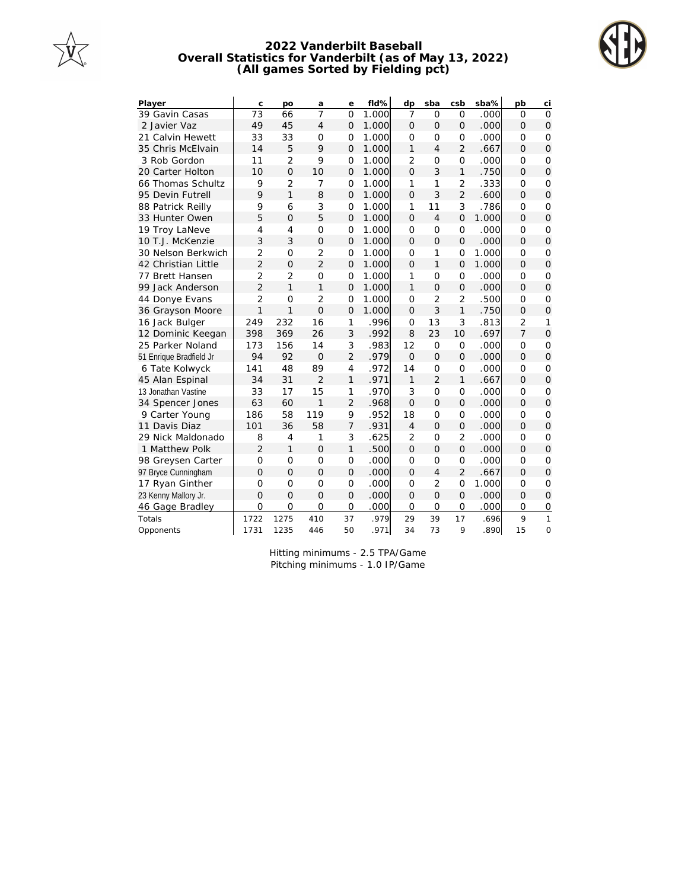# 2022 Vanderbilt Baseball
## Overall Statistics for Vanderbilt (as of May 13, 2022)
### (All games Sorted by Fielding pct)

| Player | c | po | a | e | fld% | dp | sba | csb | sba% | pb | ci |
|---|---|---|---|---|---|---|---|---|---|---|---|
| 39 Gavin Casas | 73 | 66 | 7 | 0 | 1.000 | 7 | 0 | 0 | .000 | 0 | 0 |
| 2 Javier Vaz | 49 | 45 | 4 | 0 | 1.000 | 0 | 0 | 0 | .000 | 0 | 0 |
| 21 Calvin Hewett | 33 | 33 | 0 | 0 | 1.000 | 0 | 0 | 0 | .000 | 0 | 0 |
| 35 Chris McElvain | 14 | 5 | 9 | 0 | 1.000 | 1 | 4 | 2 | .667 | 0 | 0 |
| 3 Rob Gordon | 11 | 2 | 9 | 0 | 1.000 | 2 | 0 | 0 | .000 | 0 | 0 |
| 20 Carter Holton | 10 | 0 | 10 | 0 | 1.000 | 0 | 3 | 1 | .750 | 0 | 0 |
| 66 Thomas Schultz | 9 | 2 | 7 | 0 | 1.000 | 1 | 1 | 2 | .333 | 0 | 0 |
| 95 Devin Futrell | 9 | 1 | 8 | 0 | 1.000 | 0 | 3 | 2 | .600 | 0 | 0 |
| 88 Patrick Reilly | 9 | 6 | 3 | 0 | 1.000 | 1 | 11 | 3 | .786 | 0 | 0 |
| 33 Hunter Owen | 5 | 0 | 5 | 0 | 1.000 | 0 | 4 | 0 | 1.000 | 0 | 0 |
| 19 Troy LaNeve | 4 | 4 | 0 | 0 | 1.000 | 0 | 0 | 0 | .000 | 0 | 0 |
| 10 T.J. McKenzie | 3 | 3 | 0 | 0 | 1.000 | 0 | 0 | 0 | .000 | 0 | 0 |
| 30 Nelson Berkwich | 2 | 0 | 2 | 0 | 1.000 | 0 | 1 | 0 | 1.000 | 0 | 0 |
| 42 Christian Little | 2 | 0 | 2 | 0 | 1.000 | 0 | 1 | 0 | 1.000 | 0 | 0 |
| 77 Brett Hansen | 2 | 2 | 0 | 0 | 1.000 | 1 | 0 | 0 | .000 | 0 | 0 |
| 99 Jack Anderson | 2 | 1 | 1 | 0 | 1.000 | 1 | 0 | 0 | .000 | 0 | 0 |
| 44 Donye Evans | 2 | 0 | 2 | 0 | 1.000 | 0 | 2 | 2 | .500 | 0 | 0 |
| 36 Grayson Moore | 1 | 1 | 0 | 0 | 1.000 | 0 | 3 | 1 | .750 | 0 | 0 |
| 16 Jack Bulger | 249 | 232 | 16 | 1 | .996 | 0 | 13 | 3 | .813 | 2 | 1 |
| 12 Dominic Keegan | 398 | 369 | 26 | 3 | .992 | 8 | 23 | 10 | .697 | 7 | 0 |
| 25 Parker Noland | 173 | 156 | 14 | 3 | .983 | 12 | 0 | 0 | .000 | 0 | 0 |
| 51 Enrique Bradfield Jr | 94 | 92 | 0 | 2 | .979 | 0 | 0 | 0 | .000 | 0 | 0 |
| 6 Tate Kolwyck | 141 | 48 | 89 | 4 | .972 | 14 | 0 | 0 | .000 | 0 | 0 |
| 45 Alan Espinal | 34 | 31 | 2 | 1 | .971 | 1 | 2 | 1 | .667 | 0 | 0 |
| 13 Jonathan Vastine | 33 | 17 | 15 | 1 | .970 | 3 | 0 | 0 | .000 | 0 | 0 |
| 34 Spencer Jones | 63 | 60 | 1 | 2 | .968 | 0 | 0 | 0 | .000 | 0 | 0 |
| 9 Carter Young | 186 | 58 | 119 | 9 | .952 | 18 | 0 | 0 | .000 | 0 | 0 |
| 11 Davis Diaz | 101 | 36 | 58 | 7 | .931 | 4 | 0 | 0 | .000 | 0 | 0 |
| 29 Nick Maldonado | 8 | 4 | 1 | 3 | .625 | 2 | 0 | 2 | .000 | 0 | 0 |
| 1 Matthew Polk | 2 | 1 | 0 | 1 | .500 | 0 | 0 | 0 | .000 | 0 | 0 |
| 98 Greysen Carter | 0 | 0 | 0 | 0 | .000 | 0 | 0 | 0 | .000 | 0 | 0 |
| 97 Bryce Cunningham | 0 | 0 | 0 | 0 | .000 | 0 | 4 | 2 | .667 | 0 | 0 |
| 17 Ryan Ginther | 0 | 0 | 0 | 0 | .000 | 0 | 2 | 0 | 1.000 | 0 | 0 |
| 23 Kenny Mallory Jr. | 0 | 0 | 0 | 0 | .000 | 0 | 0 | 0 | .000 | 0 | 0 |
| 46 Gage Bradley | 0 | 0 | 0 | 0 | .000 | 0 | 0 | 0 | .000 | 0 | 0 |
| Totals | 1722 | 1275 | 410 | 37 | .979 | 29 | 39 | 17 | .696 | 9 | 1 |
| Opponents | 1731 | 1235 | 446 | 50 | .971 | 34 | 73 | 9 | .890 | 15 | 0 |

Hitting minimums - 2.5 TPA/Game
Pitching minimums - 1.0 IP/Game